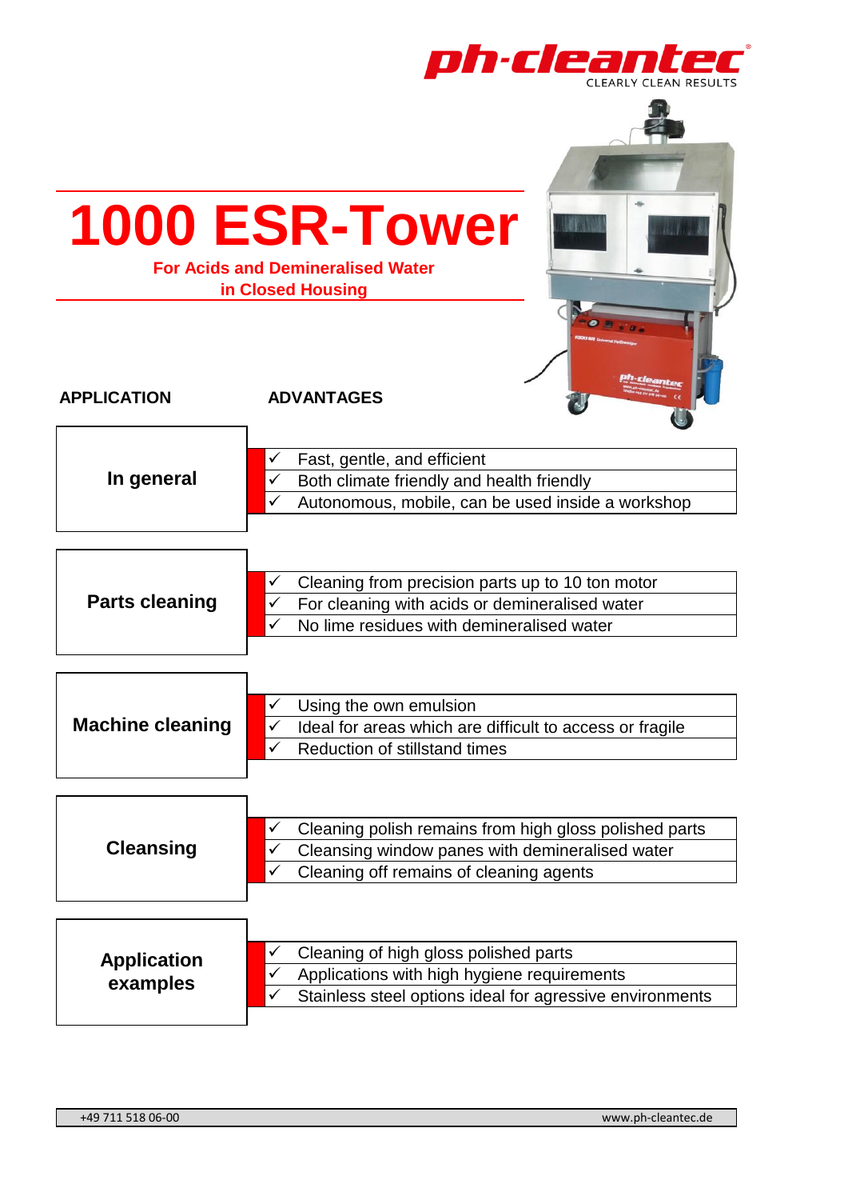**ph-cleantec**
CLEARLY CLEAN RESULTS

# 1000 ESR-Tower

**For Acids and Demineralised Water in Closed Housing**

| APPLICATION | ADVANTAGES |
|---|---|
| **In general** | ✓ Fast, gentle, and efficient<br>✓ Both climate friendly and health friendly<br>✓ Autonomous, mobile, can be used inside a workshop |
| **Parts cleaning** | ✓ Cleaning from precision parts up to 10 ton motor<br>✓ For cleaning with acids or demineralised water<br>✓ No lime residues with demineralised water |
| **Machine cleaning** | ✓ Using the own emulsion<br>✓ Ideal for areas which are difficult to access or fragile<br>✓ Reduction of stillstand times |
| **Cleansing** | ✓ Cleaning polish remains from high gloss polished parts<br>✓ Cleansing window panes with demineralised water<br>✓ Cleaning off remains of cleaning agents |
| **Application examples** | ✓ Cleaning of high gloss polished parts<br>✓ Applications with high hygiene requirements<br>✓ Stainless steel options ideal for agressive environments |

+49 711 518 06-00 www.ph-cleantec.de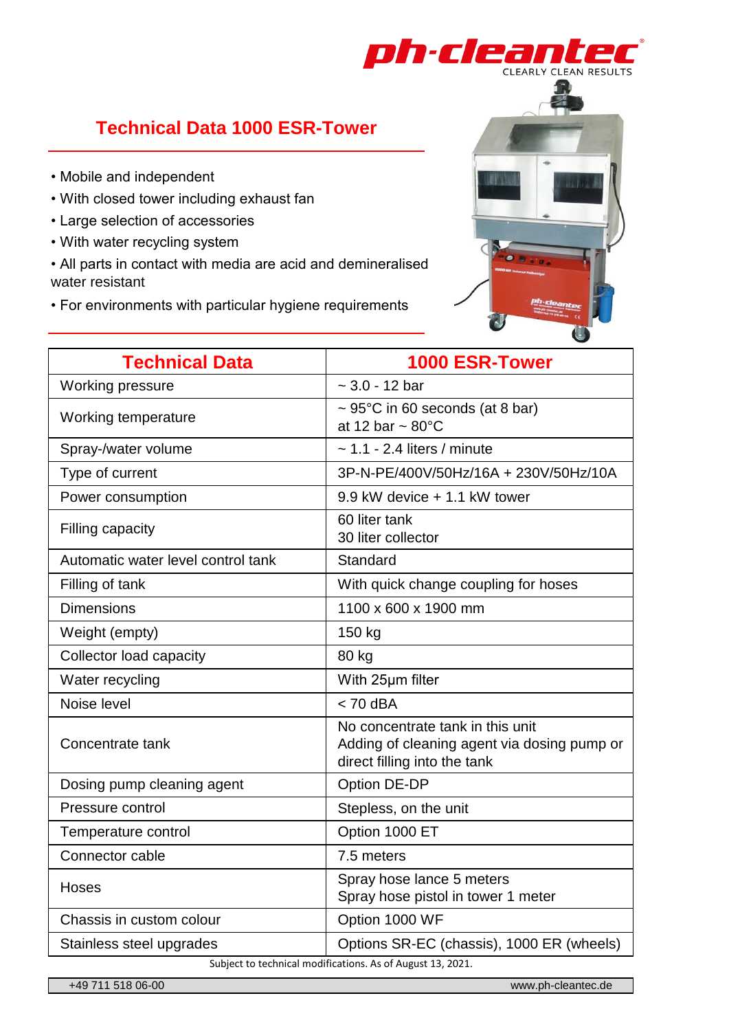ph-cleantec
CLEARLY CLEAN RESULTS

## Technical Data 1000 ESR-Tower

- Mobile and independent
- With closed tower including exhaust fan
- Large selection of accessories
- With water recycling system
- All parts in contact with media are acid and demineralised water resistant
- For environments with particular hygiene requirements

| Technical Data | 1000 ESR-Tower |
|---|---|
| Working pressure | ~ 3.0 - 12 bar |
| Working temperature | ~ 95°C in 60 seconds (at 8 bar)<br>at 12 bar ~ 80°C |
| Spray-/water volume | ~ 1.1 - 2.4 liters / minute |
| Type of current | 3P-N-PE/400V/50Hz/16A + 230V/50Hz/10A |
| Power consumption | 9.9 kW device + 1.1 kW tower |
| Filling capacity | 60 liter tank<br>30 liter collector |
| Automatic water level control tank | Standard |
| Filling of tank | With quick change coupling for hoses |
| Dimensions | 1100 x 600 x 1900 mm |
| Weight (empty) | 150 kg |
| Collector load capacity | 80 kg |
| Water recycling | With 25µm filter |
| Noise level | < 70 dBA |
| Concentrate tank | No concentrate tank in this unit<br>Adding of cleaning agent via dosing pump or direct filling into the tank |
| Dosing pump cleaning agent | Option DE-DP |
| Pressure control | Stepless, on the unit |
| Temperature control | Option 1000 ET |
| Connector cable | 7.5 meters |
| Hoses | Spray hose lance 5 meters<br>Spray hose pistol in tower 1 meter |
| Chassis in custom colour | Option 1000 WF |
| Stainless steel upgrades | Options SR-EC (chassis), 1000 ER (wheels) |

Subject to technical modifications. As of August 13, 2021.

+49 711 518 06-00 www.ph-cleantec.de